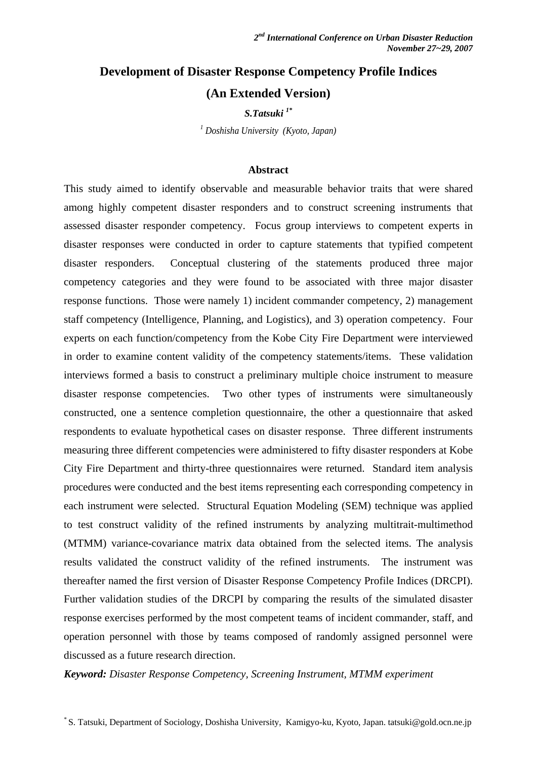# Development of Disaster Response Competency Profile Indices
## (An Extended Version)

***S.Tatsuki [1*]***

*[1] Doshisha University (Kyoto, Japan)*

### Abstract

This study aimed to identify observable and measurable behavior traits that were shared among highly competent disaster responders and to construct screening instruments that assessed disaster responder competency. Focus group interviews to competent experts in disaster responses were conducted in order to capture statements that typified competent disaster responders. Conceptual clustering of the statements produced three major competency categories and they were found to be associated with three major disaster response functions. Those were namely 1) incident commander competency, 2) management staff competency (Intelligence, Planning, and Logistics), and 3) operation competency. Four experts on each function/competency from the Kobe City Fire Department were interviewed in order to examine content validity of the competency statements/items. These validation interviews formed a basis to construct a preliminary multiple choice instrument to measure disaster response competencies. Two other types of instruments were simultaneously constructed, one a sentence completion questionnaire, the other a questionnaire that asked respondents to evaluate hypothetical cases on disaster response. Three different instruments measuring three different competencies were administered to fifty disaster responders at Kobe City Fire Department and thirty-three questionnaires were returned. Standard item analysis procedures were conducted and the best items representing each corresponding competency in each instrument were selected. Structural Equation Modeling (SEM) technique was applied to test construct validity of the refined instruments by analyzing multitrait-multimethod (MTMM) variance-covariance matrix data obtained from the selected items. The analysis results validated the construct validity of the refined instruments. The instrument was thereafter named the first version of Disaster Response Competency Profile Indices (DRCPI). Further validation studies of the DRCPI by comparing the results of the simulated disaster response exercises performed by the most competent teams of incident commander, staff, and operation personnel with those by teams composed of randomly assigned personnel were discussed as a future research direction.

***Keyword:*** *Disaster Response Competency, Screening Instrument, MTMM experiment*

[*] S. Tatsuki, Department of Sociology, Doshisha University, Kamigyo-ku, Kyoto, Japan. tatsuki@gold.ocn.ne.jp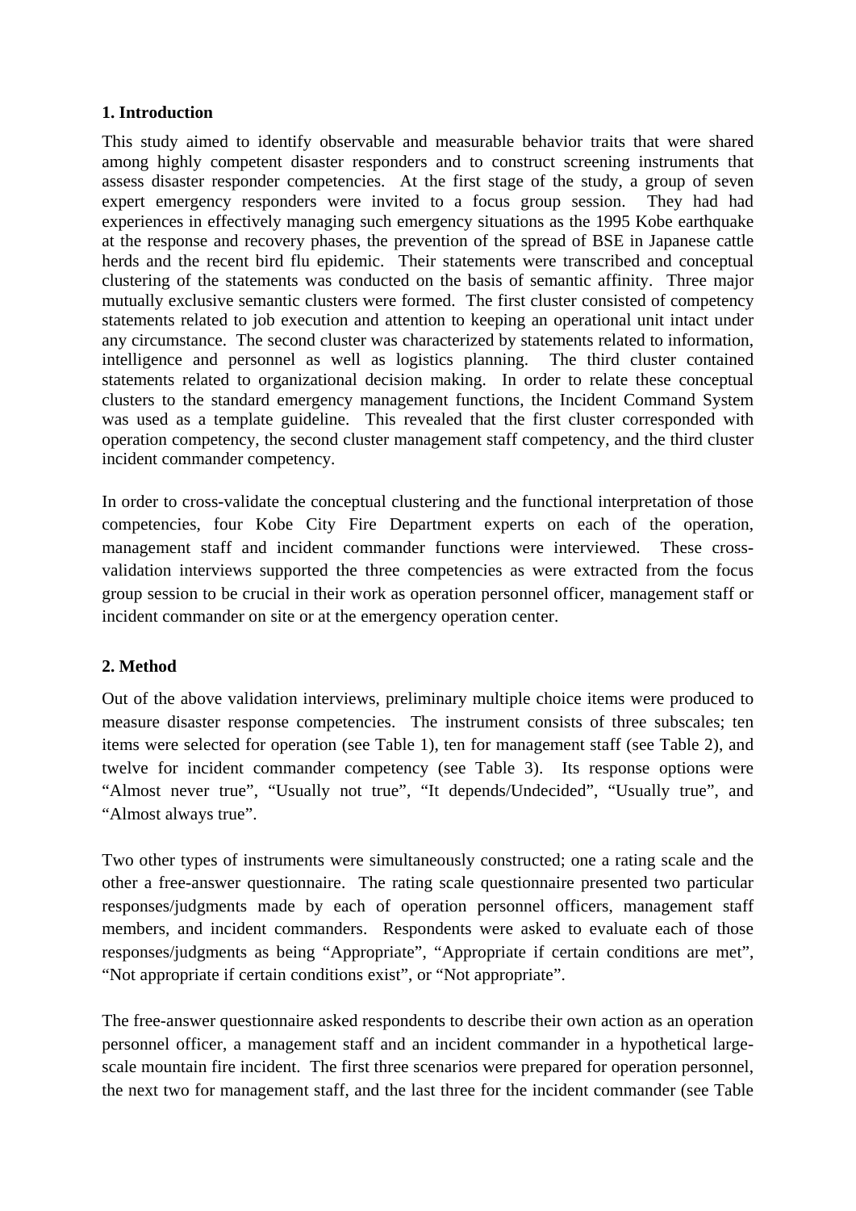**1. Introduction**

This study aimed to identify observable and measurable behavior traits that were shared among highly competent disaster responders and to construct screening instruments that assess disaster responder competencies. At the first stage of the study, a group of seven expert emergency responders were invited to a focus group session. They had had experiences in effectively managing such emergency situations as the 1995 Kobe earthquake at the response and recovery phases, the prevention of the spread of BSE in Japanese cattle herds and the recent bird flu epidemic. Their statements were transcribed and conceptual clustering of the statements was conducted on the basis of semantic affinity. Three major mutually exclusive semantic clusters were formed. The first cluster consisted of competency statements related to job execution and attention to keeping an operational unit intact under any circumstance. The second cluster was characterized by statements related to information, intelligence and personnel as well as logistics planning. The third cluster contained statements related to organizational decision making. In order to relate these conceptual clusters to the standard emergency management functions, the Incident Command System was used as a template guideline. This revealed that the first cluster corresponded with operation competency, the second cluster management staff competency, and the third cluster incident commander competency.

In order to cross-validate the conceptual clustering and the functional interpretation of those competencies, four Kobe City Fire Department experts on each of the operation, management staff and incident commander functions were interviewed. These cross-validation interviews supported the three competencies as were extracted from the focus group session to be crucial in their work as operation personnel officer, management staff or incident commander on site or at the emergency operation center.

**2. Method**

Out of the above validation interviews, preliminary multiple choice items were produced to measure disaster response competencies. The instrument consists of three subscales; ten items were selected for operation (see Table 1), ten for management staff (see Table 2), and twelve for incident commander competency (see Table 3). Its response options were "Almost never true", "Usually not true", "It depends/Undecided", "Usually true", and "Almost always true".

Two other types of instruments were simultaneously constructed; one a rating scale and the other a free-answer questionnaire. The rating scale questionnaire presented two particular responses/judgments made by each of operation personnel officers, management staff members, and incident commanders. Respondents were asked to evaluate each of those responses/judgments as being "Appropriate", "Appropriate if certain conditions are met", "Not appropriate if certain conditions exist", or "Not appropriate".

The free-answer questionnaire asked respondents to describe their own action as an operation personnel officer, a management staff and an incident commander in a hypothetical large-scale mountain fire incident. The first three scenarios were prepared for operation personnel, the next two for management staff, and the last three for the incident commander (see Table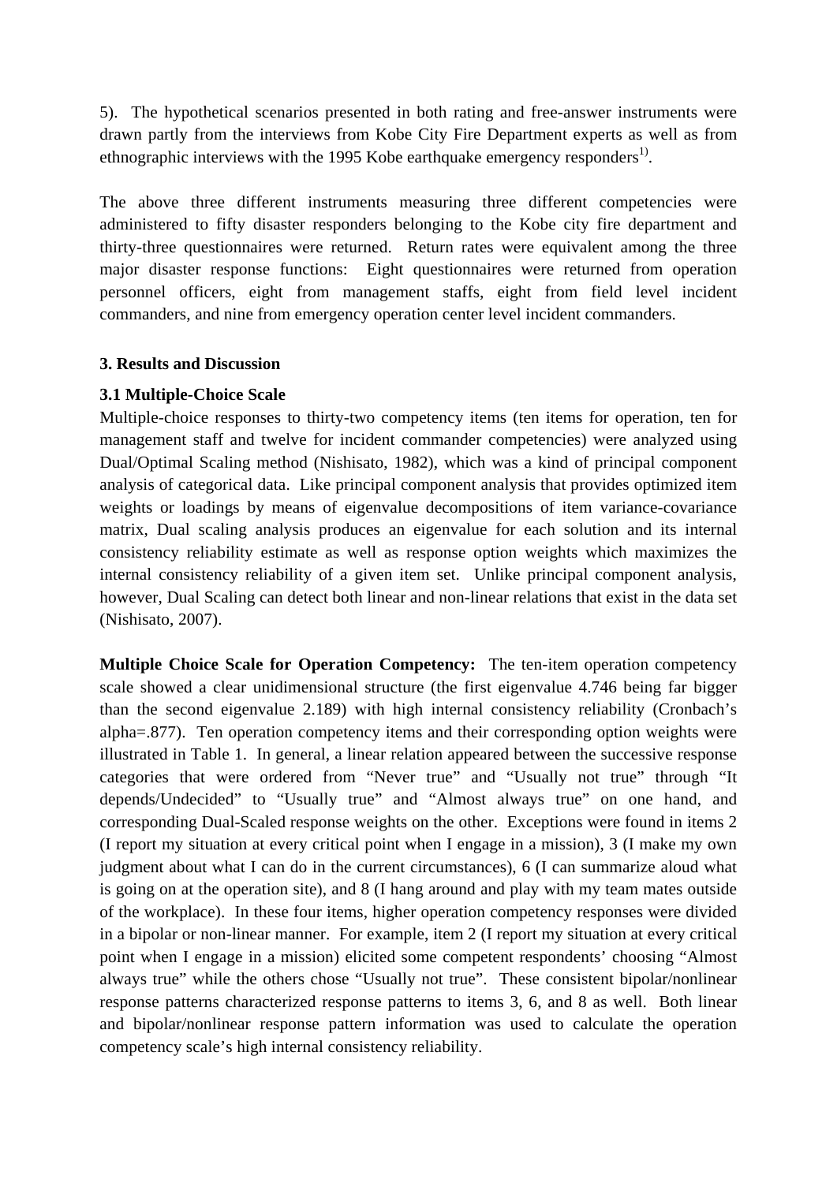5). The hypothetical scenarios presented in both rating and free-answer instruments were drawn partly from the interviews from Kobe City Fire Department experts as well as from ethnographic interviews with the 1995 Kobe earthquake emergency responders[1)].

The above three different instruments measuring three different competencies were administered to fifty disaster responders belonging to the Kobe city fire department and thirty-three questionnaires were returned. Return rates were equivalent among the three major disaster response functions: Eight questionnaires were returned from operation personnel officers, eight from management staffs, eight from field level incident commanders, and nine from emergency operation center level incident commanders.

## 3. Results and Discussion

### 3.1 Multiple-Choice Scale

Multiple-choice responses to thirty-two competency items (ten items for operation, ten for management staff and twelve for incident commander competencies) were analyzed using Dual/Optimal Scaling method (Nishisato, 1982), which was a kind of principal component analysis of categorical data. Like principal component analysis that provides optimized item weights or loadings by means of eigenvalue decompositions of item variance-covariance matrix, Dual scaling analysis produces an eigenvalue for each solution and its internal consistency reliability estimate as well as response option weights which maximizes the internal consistency reliability of a given item set. Unlike principal component analysis, however, Dual Scaling can detect both linear and non-linear relations that exist in the data set (Nishisato, 2007).

**Multiple Choice Scale for Operation Competency:** The ten-item operation competency scale showed a clear unidimensional structure (the first eigenvalue 4.746 being far bigger than the second eigenvalue 2.189) with high internal consistency reliability (Cronbach's alpha=.877). Ten operation competency items and their corresponding option weights were illustrated in Table 1. In general, a linear relation appeared between the successive response categories that were ordered from "Never true" and "Usually not true" through "It depends/Undecided" to "Usually true" and "Almost always true" on one hand, and corresponding Dual-Scaled response weights on the other. Exceptions were found in items 2 (I report my situation at every critical point when I engage in a mission), 3 (I make my own judgment about what I can do in the current circumstances), 6 (I can summarize aloud what is going on at the operation site), and 8 (I hang around and play with my team mates outside of the workplace). In these four items, higher operation competency responses were divided in a bipolar or non-linear manner. For example, item 2 (I report my situation at every critical point when I engage in a mission) elicited some competent respondents' choosing "Almost always true" while the others chose "Usually not true". These consistent bipolar/nonlinear response patterns characterized response patterns to items 3, 6, and 8 as well. Both linear and bipolar/nonlinear response pattern information was used to calculate the operation competency scale's high internal consistency reliability.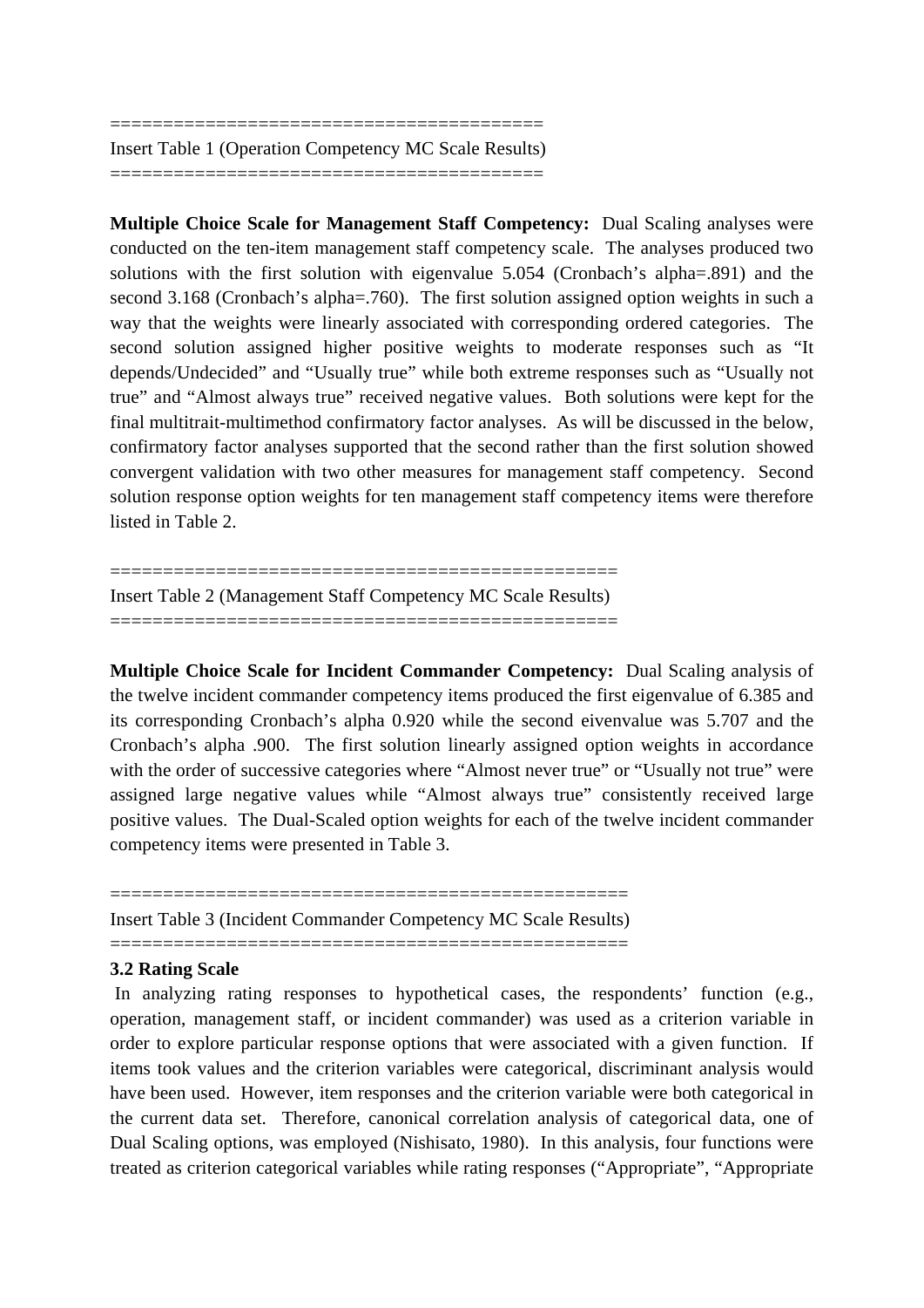========================================

Insert Table 1 (Operation Competency MC Scale Results)

========================================

**Multiple Choice Scale for Management Staff Competency:** Dual Scaling analyses were conducted on the ten-item management staff competency scale. The analyses produced two solutions with the first solution with eigenvalue 5.054 (Cronbach's alpha=.891) and the second 3.168 (Cronbach's alpha=.760). The first solution assigned option weights in such a way that the weights were linearly associated with corresponding ordered categories. The second solution assigned higher positive weights to moderate responses such as "It depends/Undecided" and "Usually true" while both extreme responses such as "Usually not true" and "Almost always true" received negative values. Both solutions were kept for the final multitrait-multimethod confirmatory factor analyses. As will be discussed in the below, confirmatory factor analyses supported that the second rather than the first solution showed convergent validation with two other measures for management staff competency. Second solution response option weights for ten management staff competency items were therefore listed in Table 2.

================================================

Insert Table 2 (Management Staff Competency MC Scale Results)

================================================

**Multiple Choice Scale for Incident Commander Competency:** Dual Scaling analysis of the twelve incident commander competency items produced the first eigenvalue of 6.385 and its corresponding Cronbach's alpha 0.920 while the second eivenvalue was 5.707 and the Cronbach's alpha .900. The first solution linearly assigned option weights in accordance with the order of successive categories where "Almost never true" or "Usually not true" were assigned large negative values while "Almost always true" consistently received large positive values. The Dual-Scaled option weights for each of the twelve incident commander competency items were presented in Table 3.

=================================================

Insert Table 3 (Incident Commander Competency MC Scale Results)

=================================================

### 3.2 Rating Scale

In analyzing rating responses to hypothetical cases, the respondents' function (e.g., operation, management staff, or incident commander) was used as a criterion variable in order to explore particular response options that were associated with a given function. If items took values and the criterion variables were categorical, discriminant analysis would have been used. However, item responses and the criterion variable were both categorical in the current data set. Therefore, canonical correlation analysis of categorical data, one of Dual Scaling options, was employed (Nishisato, 1980). In this analysis, four functions were treated as criterion categorical variables while rating responses ("Appropriate", "Appropriate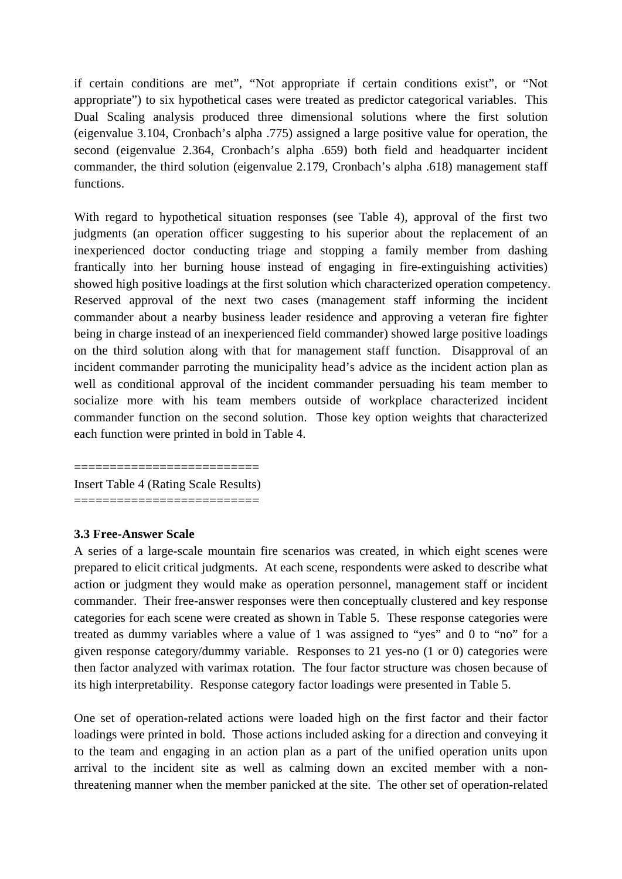if certain conditions are met", "Not appropriate if certain conditions exist", or "Not appropriate") to six hypothetical cases were treated as predictor categorical variables. This Dual Scaling analysis produced three dimensional solutions where the first solution (eigenvalue 3.104, Cronbach's alpha .775) assigned a large positive value for operation, the second (eigenvalue 2.364, Cronbach's alpha .659) both field and headquarter incident commander, the third solution (eigenvalue 2.179, Cronbach's alpha .618) management staff functions.

With regard to hypothetical situation responses (see Table 4), approval of the first two judgments (an operation officer suggesting to his superior about the replacement of an inexperienced doctor conducting triage and stopping a family member from dashing frantically into her burning house instead of engaging in fire-extinguishing activities) showed high positive loadings at the first solution which characterized operation competency. Reserved approval of the next two cases (management staff informing the incident commander about a nearby business leader residence and approving a veteran fire fighter being in charge instead of an inexperienced field commander) showed large positive loadings on the third solution along with that for management staff function. Disapproval of an incident commander parroting the municipality head's advice as the incident action plan as well as conditional approval of the incident commander persuading his team member to socialize more with his team members outside of workplace characterized incident commander function on the second solution. Those key option weights that characterized each function were printed in bold in Table 4.

==========================

Insert Table 4 (Rating Scale Results)

==========================

### 3.3 Free-Answer Scale

A series of a large-scale mountain fire scenarios was created, in which eight scenes were prepared to elicit critical judgments. At each scene, respondents were asked to describe what action or judgment they would make as operation personnel, management staff or incident commander. Their free-answer responses were then conceptually clustered and key response categories for each scene were created as shown in Table 5. These response categories were treated as dummy variables where a value of 1 was assigned to "yes" and 0 to "no" for a given response category/dummy variable. Responses to 21 yes-no (1 or 0) categories were then factor analyzed with varimax rotation. The four factor structure was chosen because of its high interpretability. Response category factor loadings were presented in Table 5.

One set of operation-related actions were loaded high on the first factor and their factor loadings were printed in bold. Those actions included asking for a direction and conveying it to the team and engaging in an action plan as a part of the unified operation units upon arrival to the incident site as well as calming down an excited member with a non-threatening manner when the member panicked at the site. The other set of operation-related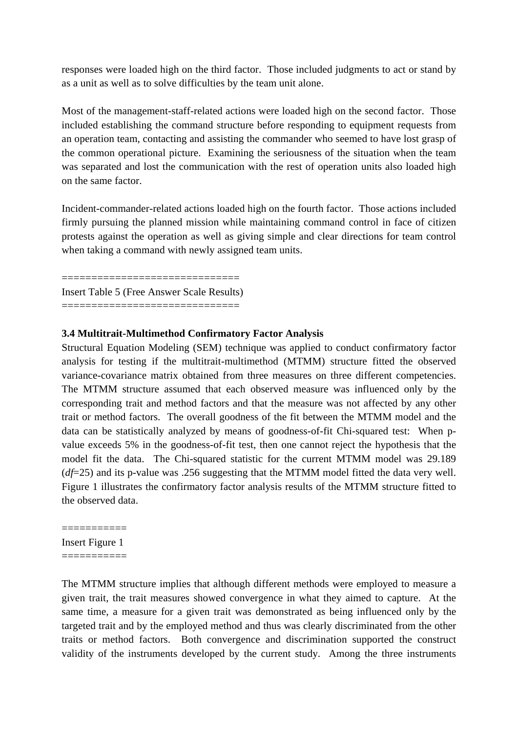responses were loaded high on the third factor. Those included judgments to act or stand by as a unit as well as to solve difficulties by the team unit alone.

Most of the management-staff-related actions were loaded high on the second factor. Those included establishing the command structure before responding to equipment requests from an operation team, contacting and assisting the commander who seemed to have lost grasp of the common operational picture. Examining the seriousness of the situation when the team was separated and lost the communication with the rest of operation units also loaded high on the same factor.

Incident-commander-related actions loaded high on the fourth factor. Those actions included firmly pursuing the planned mission while maintaining command control in face of citizen protests against the operation as well as giving simple and clear directions for team control when taking a command with newly assigned team units.

==============================
Insert Table 5 (Free Answer Scale Results)
==============================

### 3.4 Multitrait-Multimethod Confirmatory Factor Analysis

Structural Equation Modeling (SEM) technique was applied to conduct confirmatory factor analysis for testing if the multitrait-multimethod (MTMM) structure fitted the observed variance-covariance matrix obtained from three measures on three different competencies. The MTMM structure assumed that each observed measure was influenced only by the corresponding trait and method factors and that the measure was not affected by any other trait or method factors. The overall goodness of the fit between the MTMM model and the data can be statistically analyzed by means of goodness-of-fit Chi-squared test: When p-value exceeds 5% in the goodness-of-fit test, then one cannot reject the hypothesis that the model fit the data. The Chi-squared statistic for the current MTMM model was 29.189 ($df$=25) and its p-value was .256 suggesting that the MTMM model fitted the data very well. Figure 1 illustrates the confirmatory factor analysis results of the MTMM structure fitted to the observed data.

===========
Insert Figure 1
===========

The MTMM structure implies that although different methods were employed to measure a given trait, the trait measures showed convergence in what they aimed to capture. At the same time, a measure for a given trait was demonstrated as being influenced only by the targeted trait and by the employed method and thus was clearly discriminated from the other traits or method factors. Both convergence and discrimination supported the construct validity of the instruments developed by the current study. Among the three instruments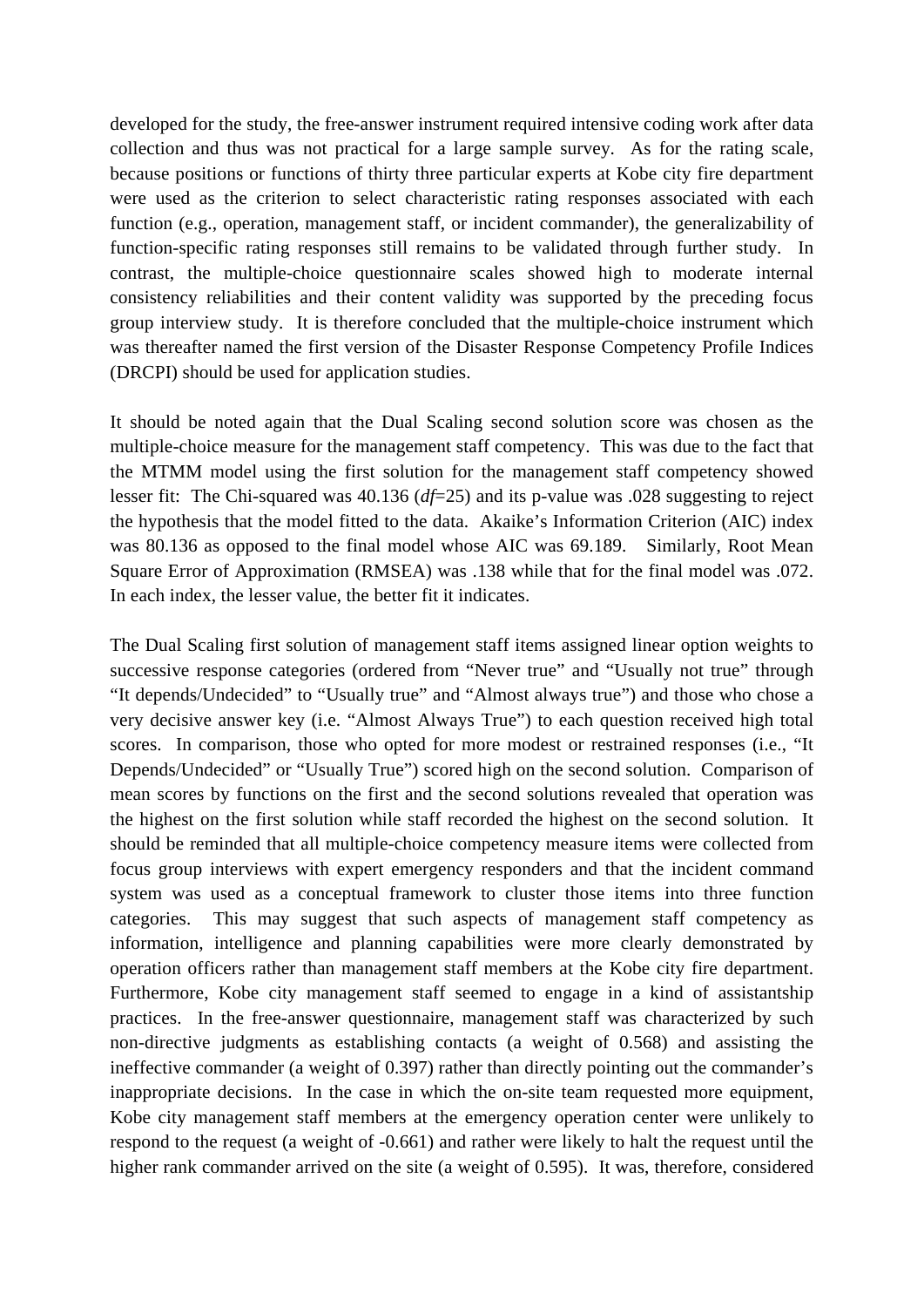developed for the study, the free-answer instrument required intensive coding work after data collection and thus was not practical for a large sample survey. As for the rating scale, because positions or functions of thirty three particular experts at Kobe city fire department were used as the criterion to select characteristic rating responses associated with each function (e.g., operation, management staff, or incident commander), the generalizability of function-specific rating responses still remains to be validated through further study. In contrast, the multiple-choice questionnaire scales showed high to moderate internal consistency reliabilities and their content validity was supported by the preceding focus group interview study. It is therefore concluded that the multiple-choice instrument which was thereafter named the first version of the Disaster Response Competency Profile Indices (DRCPI) should be used for application studies.

It should be noted again that the Dual Scaling second solution score was chosen as the multiple-choice measure for the management staff competency. This was due to the fact that the MTMM model using the first solution for the management staff competency showed lesser fit: The Chi-squared was 40.136 ($df$=25) and its p-value was .028 suggesting to reject the hypothesis that the model fitted to the data. Akaike's Information Criterion (AIC) index was 80.136 as opposed to the final model whose AIC was 69.189. Similarly, Root Mean Square Error of Approximation (RMSEA) was .138 while that for the final model was .072. In each index, the lesser value, the better fit it indicates.

The Dual Scaling first solution of management staff items assigned linear option weights to successive response categories (ordered from "Never true" and "Usually not true" through "It depends/Undecided" to "Usually true" and "Almost always true") and those who chose a very decisive answer key (i.e. "Almost Always True") to each question received high total scores. In comparison, those who opted for more modest or restrained responses (i.e., "It Depends/Undecided" or "Usually True") scored high on the second solution. Comparison of mean scores by functions on the first and the second solutions revealed that operation was the highest on the first solution while staff recorded the highest on the second solution. It should be reminded that all multiple-choice competency measure items were collected from focus group interviews with expert emergency responders and that the incident command system was used as a conceptual framework to cluster those items into three function categories. This may suggest that such aspects of management staff competency as information, intelligence and planning capabilities were more clearly demonstrated by operation officers rather than management staff members at the Kobe city fire department. Furthermore, Kobe city management staff seemed to engage in a kind of assistantship practices. In the free-answer questionnaire, management staff was characterized by such non-directive judgments as establishing contacts (a weight of 0.568) and assisting the ineffective commander (a weight of 0.397) rather than directly pointing out the commander's inappropriate decisions. In the case in which the on-site team requested more equipment, Kobe city management staff members at the emergency operation center were unlikely to respond to the request (a weight of -0.661) and rather were likely to halt the request until the higher rank commander arrived on the site (a weight of 0.595). It was, therefore, considered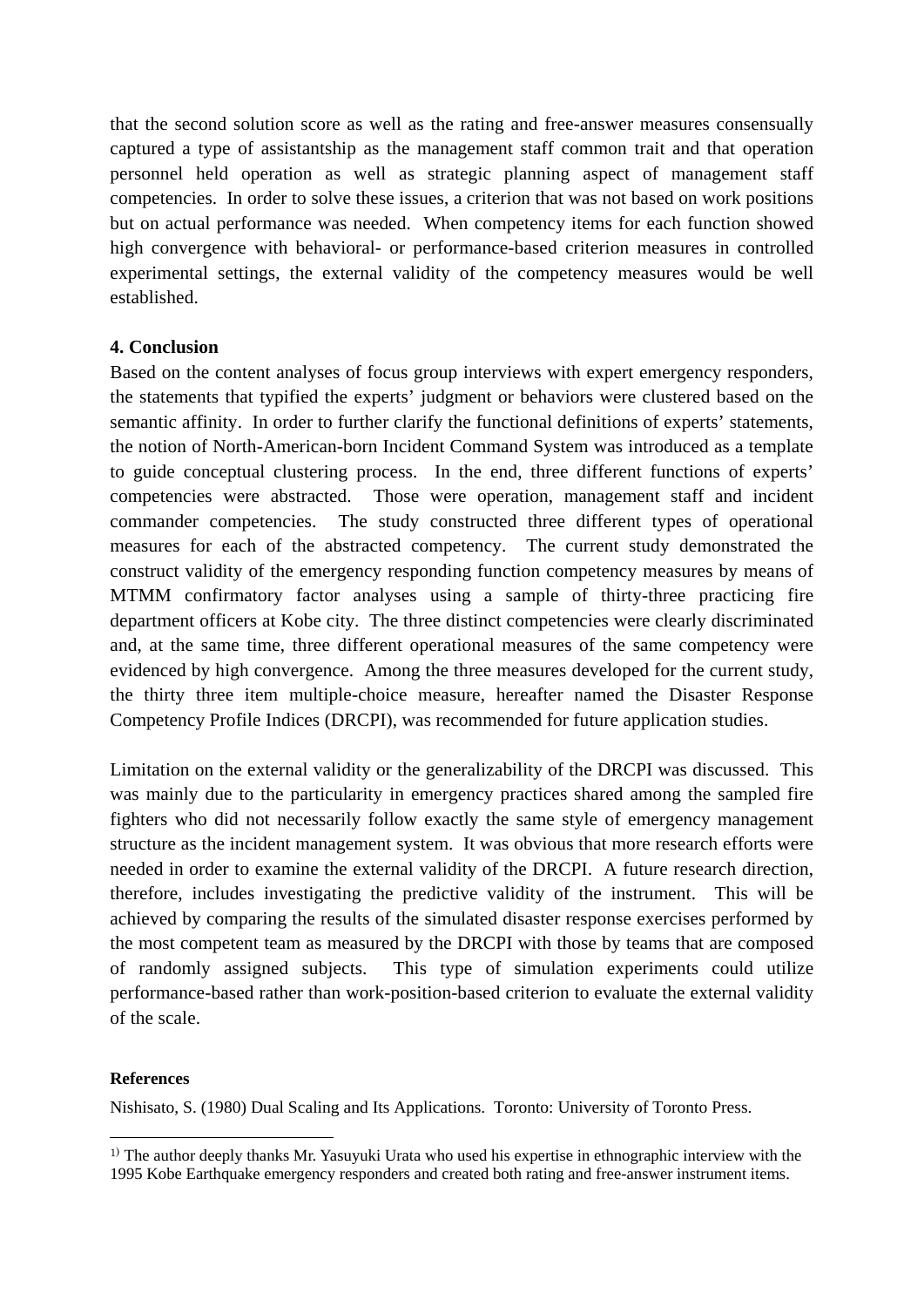that the second solution score as well as the rating and free-answer measures consensually captured a type of assistantship as the management staff common trait and that operation personnel held operation as well as strategic planning aspect of management staff competencies. In order to solve these issues, a criterion that was not based on work positions but on actual performance was needed. When competency items for each function showed high convergence with behavioral- or performance-based criterion measures in controlled experimental settings, the external validity of the competency measures would be well established.

**4. Conclusion**

Based on the content analyses of focus group interviews with expert emergency responders, the statements that typified the experts' judgment or behaviors were clustered based on the semantic affinity. In order to further clarify the functional definitions of experts' statements, the notion of North-American-born Incident Command System was introduced as a template to guide conceptual clustering process. In the end, three different functions of experts' competencies were abstracted. Those were operation, management staff and incident commander competencies. The study constructed three different types of operational measures for each of the abstracted competency. The current study demonstrated the construct validity of the emergency responding function competency measures by means of MTMM confirmatory factor analyses using a sample of thirty-three practicing fire department officers at Kobe city. The three distinct competencies were clearly discriminated and, at the same time, three different operational measures of the same competency were evidenced by high convergence. Among the three measures developed for the current study, the thirty three item multiple-choice measure, hereafter named the Disaster Response Competency Profile Indices (DRCPI), was recommended for future application studies.

Limitation on the external validity or the generalizability of the DRCPI was discussed. This was mainly due to the particularity in emergency practices shared among the sampled fire fighters who did not necessarily follow exactly the same style of emergency management structure as the incident management system. It was obvious that more research efforts were needed in order to examine the external validity of the DRCPI. A future research direction, therefore, includes investigating the predictive validity of the instrument. This will be achieved by comparing the results of the simulated disaster response exercises performed by the most competent team as measured by the DRCPI with those by teams that are composed of randomly assigned subjects. This type of simulation experiments could utilize performance-based rather than work-position-based criterion to evaluate the external validity of the scale.

**References**

Nishisato, S. (1980) Dual Scaling and Its Applications. Toronto: University of Toronto Press.

---

[1)] The author deeply thanks Mr. Yasuyuki Urata who used his expertise in ethnographic interview with the 1995 Kobe Earthquake emergency responders and created both rating and free-answer instrument items.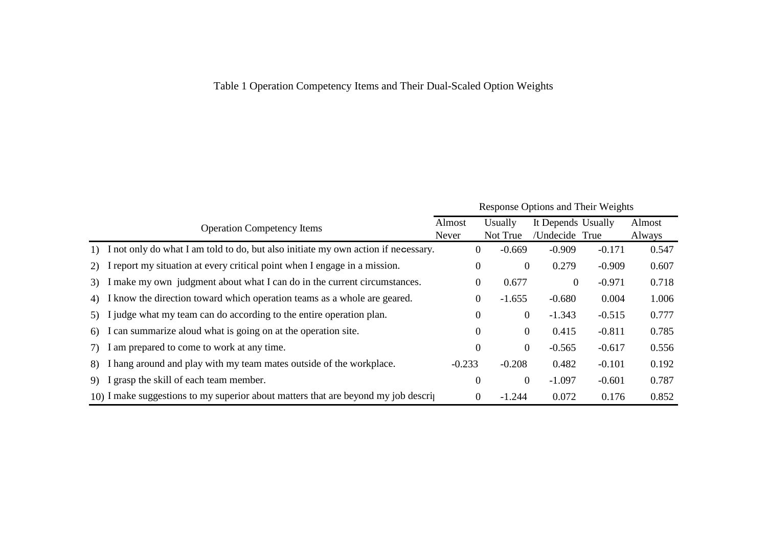Table 1 Operation Competency Items and Their Dual-Scaled Option Weights

| Operation Competency Items | Response Options and Their Weights | | | | |
|---|---|---|---|---|---|
| | Almost Never | Usually Not True | It Depends /Undecide | Usually True | Almost Always |
| 1) I not only do what I am told to do, but also initiate my own action if necessary. | 0 | -0.669 | -0.909 | -0.171 | 0.547 |
| 2) I report my situation at every critical point when I engage in a mission. | 0 | 0 | 0.279 | -0.909 | 0.607 |
| 3) I make my own judgment about what I can do in the current circumstances. | 0 | 0.677 | 0 | -0.971 | 0.718 |
| 4) I know the direction toward which operation teams as a whole are geared. | 0 | -1.655 | -0.680 | 0.004 | 1.006 |
| 5) I judge what my team can do according to the entire operation plan. | 0 | 0 | -1.343 | -0.515 | 0.777 |
| 6) I can summarize aloud what is going on at the operation site. | 0 | 0 | 0.415 | -0.811 | 0.785 |
| 7) I am prepared to come to work at any time. | 0 | 0 | -0.565 | -0.617 | 0.556 |
| 8) I hang around and play with my team mates outside of the workplace. | -0.233 | -0.208 | 0.482 | -0.101 | 0.192 |
| 9) I grasp the skill of each team member. | 0 | 0 | -1.097 | -0.601 | 0.787 |
| 10) I make suggestions to my superior about matters that are beyond my job descri | 0 | -1.244 | 0.072 | 0.176 | 0.852 |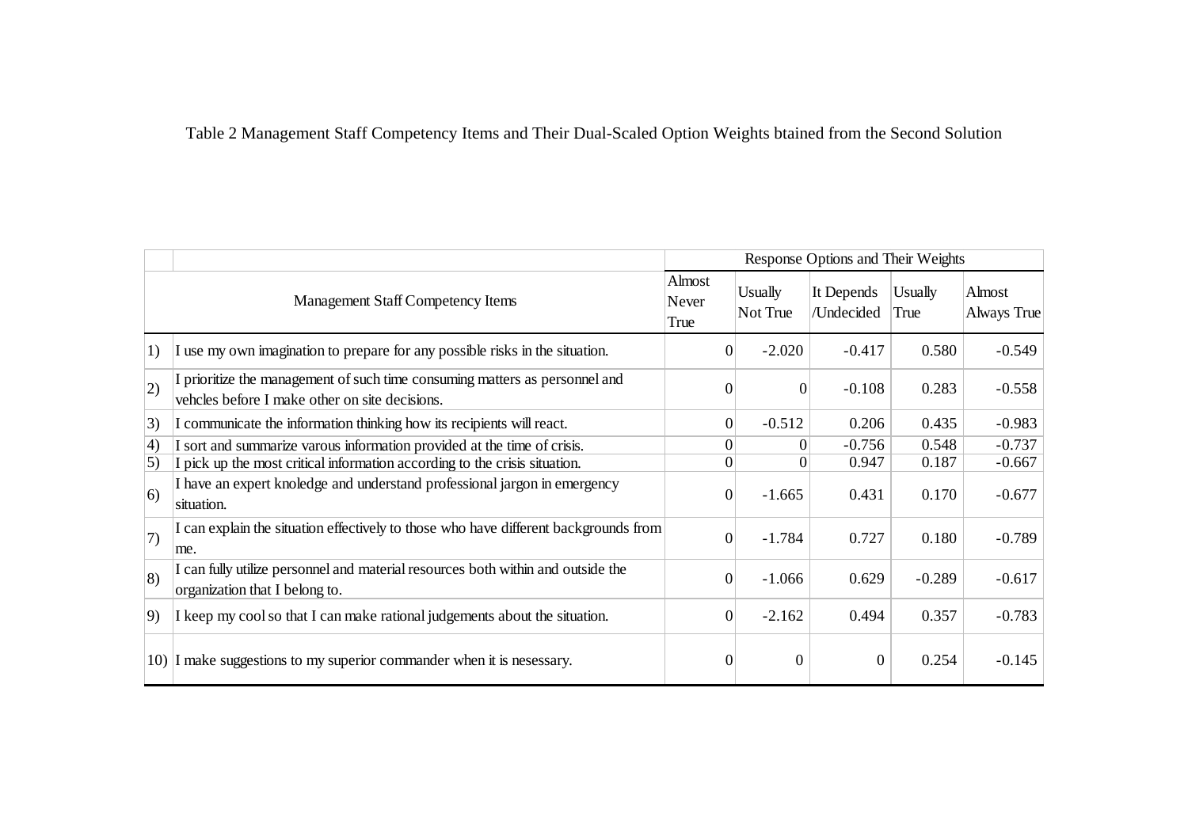Table 2 Management Staff Competency Items and Their Dual-Scaled Option Weights btained from the Second Solution

| | Management Staff Competency Items | Response Options and Their Weights | | | | |
|---|---|---|---|---|---|---|
| | | Almost Never True | Usually Not True | It Depends /Undecided | Usually True | Almost Always True |
| 1) | I use my own imagination to prepare for any possible risks in the situation. | 0 | -2.020 | -0.417 | 0.580 | -0.549 |
| 2) | I prioritize the management of such time consuming matters as personnel and vehcles before I make other on site decisions. | 0 | 0 | -0.108 | 0.283 | -0.558 |
| 3) | I communicate the information thinking how its recipients will react. | 0 | -0.512 | 0.206 | 0.435 | -0.983 |
| 4) | I sort and summarize varous information provided at the time of crisis. | 0 | 0 | -0.756 | 0.548 | -0.737 |
| 5) | I pick up the most critical information according to the crisis situation. | 0 | 0 | 0.947 | 0.187 | -0.667 |
| 6) | I have an expert knoledge and understand professional jargon in emergency situation. | 0 | -1.665 | 0.431 | 0.170 | -0.677 |
| 7) | I can explain the situation effectively to those who have different backgrounds from me. | 0 | -1.784 | 0.727 | 0.180 | -0.789 |
| 8) | I can fully utilize personnel and material resources both within and outside the organization that I belong to. | 0 | -1.066 | 0.629 | -0.289 | -0.617 |
| 9) | I keep my cool so that I can make rational judgements about the situation. | 0 | -2.162 | 0.494 | 0.357 | -0.783 |
| 10) | I make suggestions to my superior commander when it is nesessary. | 0 | 0 | 0 | 0.254 | -0.145 |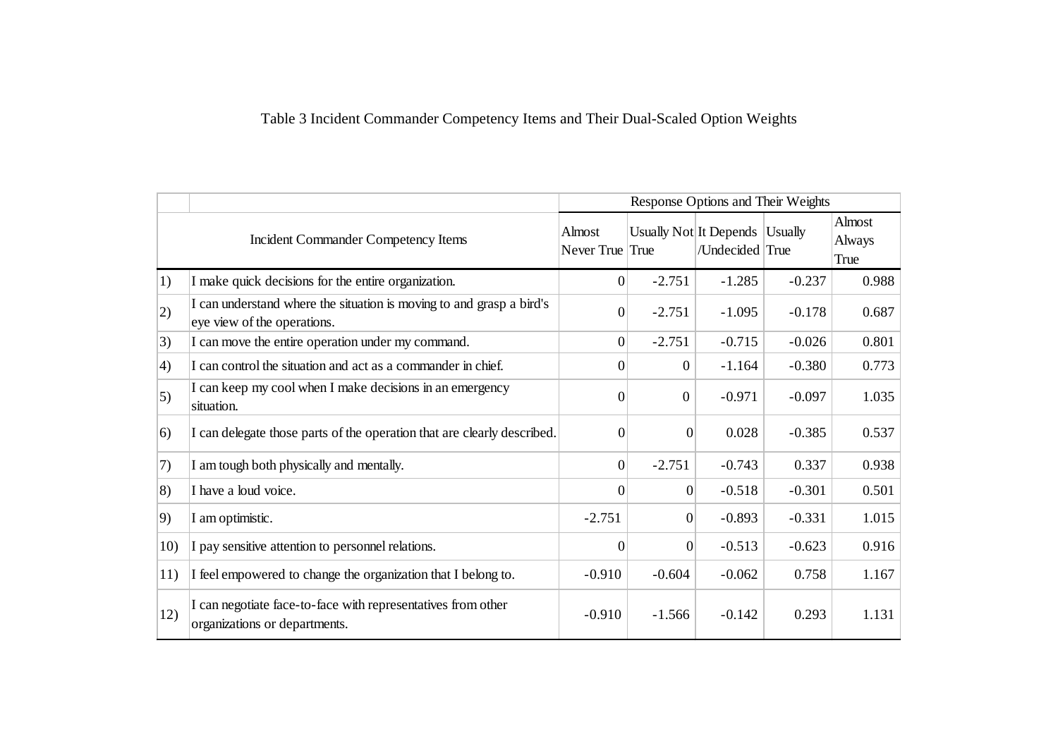Table 3 Incident Commander Competency Items and Their Dual-Scaled Option Weights

| | Incident Commander Competency Items | Response Options and Their Weights | | | | |
|---|---|---|---|---|---|---|
| | | Almost Never True | Usually Not True | It Depends /Undecided | Usually True | Almost Always True |
| 1) | I make quick decisions for the entire organization. | 0 | -2.751 | -1.285 | -0.237 | 0.988 |
| 2) | I can understand where the situation is moving to and grasp a bird's eye view of the operations. | 0 | -2.751 | -1.095 | -0.178 | 0.687 |
| 3) | I can move the entire operation under my command. | 0 | -2.751 | -0.715 | -0.026 | 0.801 |
| 4) | I can control the situation and act as a commander in chief. | 0 | 0 | -1.164 | -0.380 | 0.773 |
| 5) | I can keep my cool when I make decisions in an emergency situation. | 0 | 0 | -0.971 | -0.097 | 1.035 |
| 6) | I can delegate those parts of the operation that are clearly described. | 0 | 0 | 0.028 | -0.385 | 0.537 |
| 7) | I am tough both physically and mentally. | 0 | -2.751 | -0.743 | 0.337 | 0.938 |
| 8) | I have a loud voice. | 0 | 0 | -0.518 | -0.301 | 0.501 |
| 9) | I am optimistic. | -2.751 | 0 | -0.893 | -0.331 | 1.015 |
| 10) | I pay sensitive attention to personnel relations. | 0 | 0 | -0.513 | -0.623 | 0.916 |
| 11) | I feel empowered to change the organization that I belong to. | -0.910 | -0.604 | -0.062 | 0.758 | 1.167 |
| 12) | I can negotiate face-to-face with representatives from other organizations or departments. | -0.910 | -1.566 | -0.142 | 0.293 | 1.131 |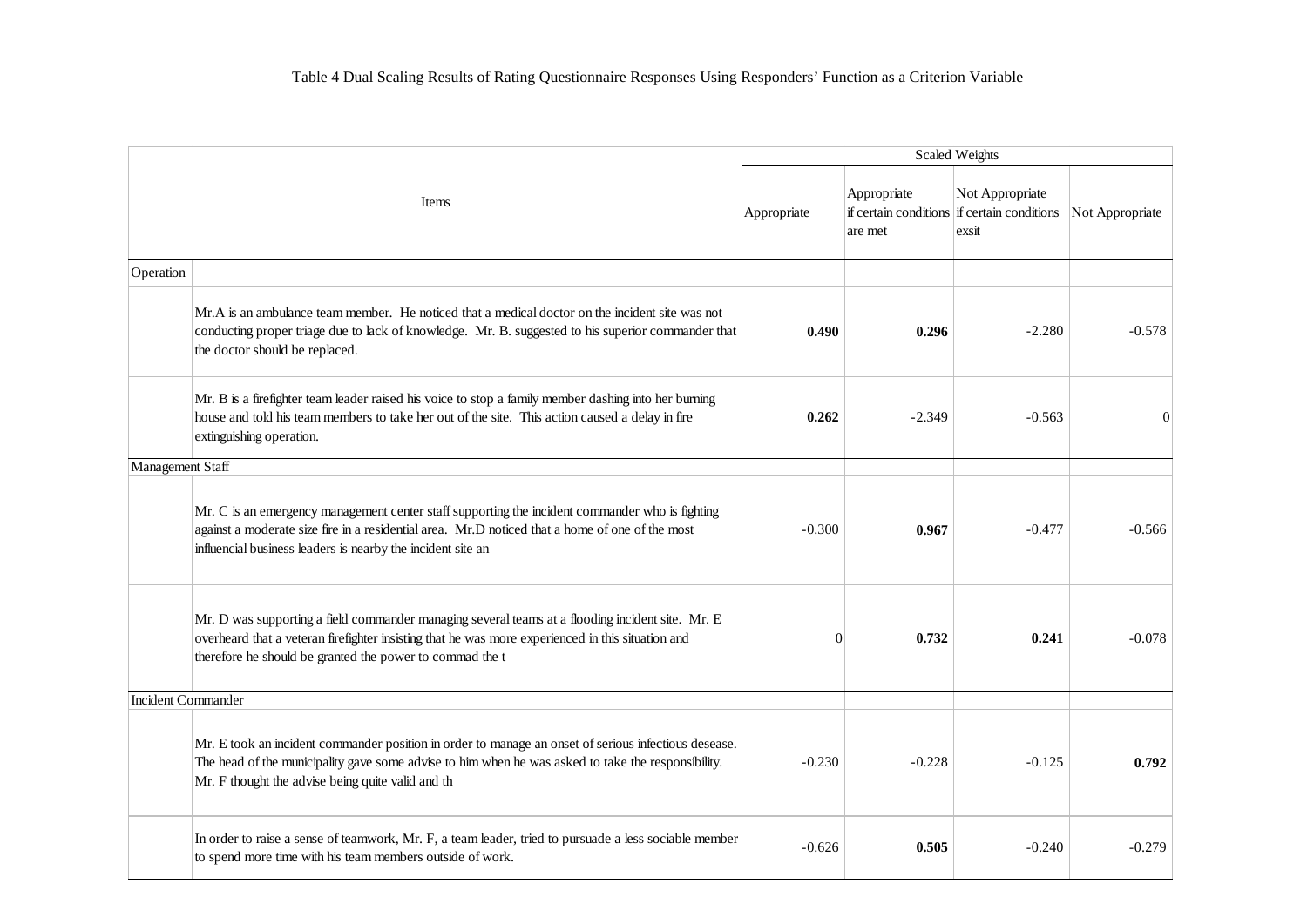Table 4 Dual Scaling Results of Rating Questionnaire Responses Using Responders' Function as a Criterion Variable

| Items | | Scaled Weights | | | |
|---|---|---|---|---|---|
| | | Appropriate | Appropriate if certain conditions are met | Not Appropriate if certain conditions exsit | Not Appropriate |
| Operation | | | | | |
| | Mr.A is an ambulance team member. He noticed that a medical doctor on the incident site was not conducting proper triage due to lack of knowledge. Mr. B. suggested to his superior commander that the doctor should be replaced. | **0.490** | **0.296** | -2.280 | -0.578 |
| | Mr. B is a firefighter team leader raised his voice to stop a family member dashing into her burning house and told his team members to take her out of the site. This action caused a delay in fire extinguishing operation. | **0.262** | -2.349 | -0.563 | 0 |
| Management Staff | | | | | |
| | Mr. C is an emergency management center staff supporting the incident commander who is fighting against a moderate size fire in a residential area. Mr.D noticed that a home of one of the most influencial business leaders is nearby the incident site an | -0.300 | **0.967** | -0.477 | -0.566 |
| | Mr. D was supporting a field commander managing several teams at a flooding incident site. Mr. E overheard that a veteran firefighter insisting that he was more experienced in this situation and therefore he should be granted the power to commad the t | 0 | **0.732** | **0.241** | -0.078 |
| Incident Commander | | | | | |
| | Mr. E took an incident commander position in order to manage an onset of serious infectious desease. The head of the municipality gave some advise to him when he was asked to take the responsibility. Mr. F thought the advise being quite valid and th | -0.230 | -0.228 | -0.125 | **0.792** |
| | In order to raise a sense of teamwork, Mr. F, a team leader, tried to pursuade a less sociable member to spend more time with his team members outside of work. | -0.626 | **0.505** | -0.240 | -0.279 |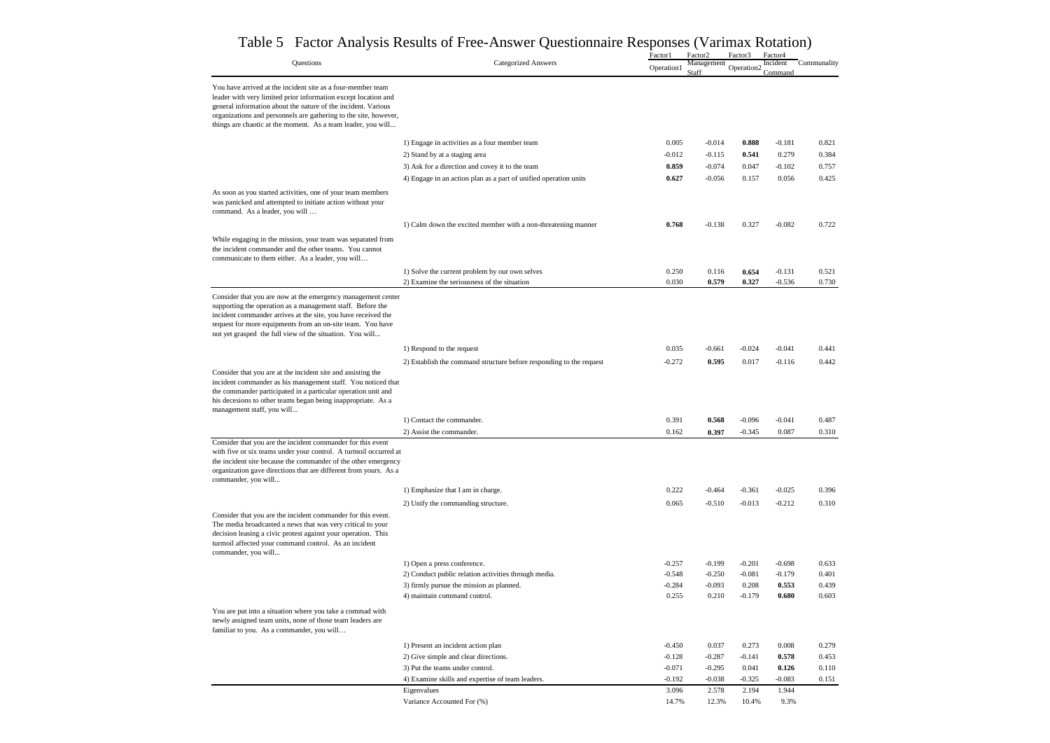# Table 5 Factor Analysis Results of Free-Answer Questionnaire Responses (Varimax Rotation)

| Questions | Categorized Answers | Factor1 Operation1 | Factor2 Management Staff | Factor3 Operation2 | Factor4 Incident Command | Communality |
|---|---|---|---|---|---|---|
| You have arrived at the incident site as a four-member team leader with very limited prior information except location and general information about the nature of the incident. Various organizations and personnels are gathering to the site, however, things are chaotic at the moment. As a team leader, you will... | | | | | | |
| | 1) Engage in activities as a four member team | 0.005 | -0.014 | **0.888** | -0.181 | 0.821 |
| | 2) Stand by at a staging area | -0.012 | -0.115 | **0.541** | 0.279 | 0.384 |
| | 3) Ask for a direction and covey it to the team | **0.859** | -0.074 | 0.047 | -0.102 | 0.757 |
| | 4) Engage in an action plan as a part of unified operation units | **0.627** | -0.056 | 0.157 | 0.056 | 0.425 |
| As soon as you started activities, one of your team members was panicked and attempted to initiate action without your command. As a leader, you will … | | | | | | |
| | 1) Calm down the excited member with a non-threatening manner | **0.768** | -0.138 | 0.327 | -0.082 | 0.722 |
| While engaging in the mission, your team was separated from the incident commander and the other teams. You cannot communicate to them either. As a leader, you will… | | | | | | |
| | 1) Solve the current problem by our own selves | 0.250 | 0.116 | **0.654** | -0.131 | 0.521 |
| | 2) Examine the seriousness of the situation | 0.030 | **0.579** | **0.327** | -0.536 | 0.730 |
| Consider that you are now at the emergency management center supporting the operation as a management staff. Before the incident commander arrives at the site, you have received the request for more equipments from an on-site team. You have not yet grasped the full view of the situation. You will... | | | | | | |
| | 1) Respond to the request | 0.035 | -0.661 | -0.024 | -0.041 | 0.441 |
| | 2) Establish the command structure before responding to the request | -0.272 | **0.595** | 0.017 | -0.116 | 0.442 |
| Consider that you are at the incident site and assisting the incident commander as his management staff. You noticed that the commander participated in a particular operation unit and his decesions to other teams began being inappropriate. As a management staff, you will... | | | | | | |
| | 1) Contact the commander. | 0.391 | **0.568** | -0.096 | -0.041 | 0.487 |
| | 2) Assist the commander. | 0.162 | **0.397** | -0.345 | 0.087 | 0.310 |
| Consider that you are the incident commander for this event with five or six teams under your control. A turmoil occurred at the incident site because the commander of the other emergency organization gave directions that are different from yours. As a commander, you will... | | | | | | |
| | 1) Emphasize that I am in charge. | 0.222 | -0.464 | -0.361 | -0.025 | 0.396 |
| | 2) Unify the commanding structure. | 0.065 | -0.510 | -0.013 | -0.212 | 0.310 |
| Consider that you are the incident commander for this event. The media broadcasted a news that was very critical to your decision leasing a civic protest against your operation. This turmoil affected your command control. As an incident commander, you will... | | | | | | |
| | 1) Open a press conference. | -0.257 | -0.199 | -0.201 | -0.698 | 0.633 |
| | 2) Conduct public relation activities through media. | -0.548 | -0.250 | -0.081 | -0.179 | 0.401 |
| | 3) firmly pursue the mission as planned. | -0.284 | -0.093 | 0.208 | **0.553** | 0.439 |
| | 4) maintain command control. | 0.255 | 0.210 | -0.179 | **0.680** | 0.603 |
| You are put into a situation where you take a commad with newly assigned team units, none of those team leaders are familiar to you. As a commander, you will… | | | | | | |
| | 1) Present an incident action plan | -0.450 | 0.037 | 0.273 | 0.008 | 0.279 |
| | 2) Give simple and clear directions. | -0.128 | -0.287 | -0.141 | **0.578** | 0.453 |
| | 3) Put the teams under control. | -0.071 | -0.295 | 0.041 | **0.126** | 0.110 |
| | 4) Examine skills and expertise of team leaders. | -0.192 | -0.038 | -0.325 | -0.083 | 0.151 |
| | Eigenvalues | 3.096 | 2.578 | 2.194 | 1.944 | |
| | Variance Accounted For (%) | 14.7% | 12.3% | 10.4% | 9.3% | |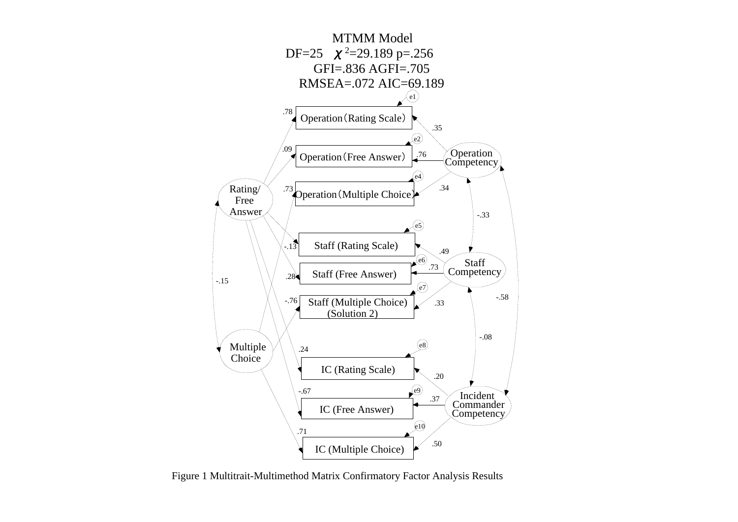MTMM Model

DF=25 $\chi^2$=29.189 p=.256

GFI=.836 AGFI=.705

RMSEA=.072 AIC=69.189

e1

.78

Operation（Rating Scale）

.35

e2

.09

Operation（Free Answer）

.76

Operation Competency

e4

Rating/ Free Answer

.73

Operation（Multiple Choice）

.34

-.33

e5

Staff (Rating Scale)

-.13

.49

e6

Staff Competency

.73

Staff (Free Answer)

.28

-.15

e7

-.58

-.76

Staff (Multiple Choice) (Solution 2)

.33

-.08

e8

Multiple Choice

.24

IC (Rating Scale)

.20

-.67

e9

Incident Commander Competency

.37

IC (Free Answer)

e10

.71

.50

IC (Multiple Choice)

Figure 1 Multitrait-Multimethod Matrix Confirmatory Factor Analysis Results